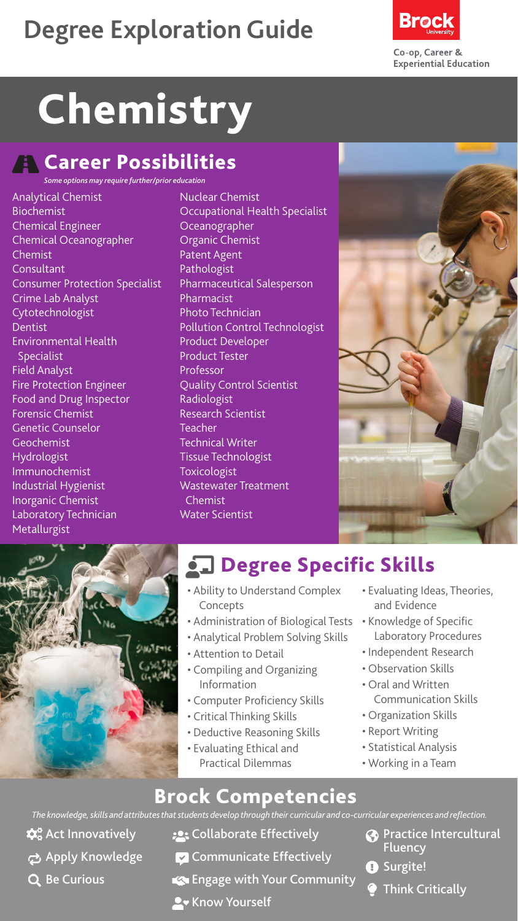# Degree Exploration Guide

Brock University

Co-op, Career & Experiential Education

# Chemistry

## Career Possibilities

*Some options may require further/prior education*

- Analytical Chemist
- Biochemist
- Chemical Engineer
- Chemical Oceanographer
- Chemist
- Consultant
- Consumer Protection Specialist
- Crime Lab Analyst
- Cytotechnologist
- Dentist
- Environmental Health Specialist
- Field Analyst
- Fire Protection Engineer
- Food and Drug Inspector
- Forensic Chemist
- Genetic Counselor
- Geochemist
- Hydrologist
- Immunochemist
- Industrial Hygienist
- Inorganic Chemist
- Laboratory Technician
- Metallurgist
- Nuclear Chemist
- Occupational Health Specialist
- Oceanographer
- Organic Chemist
- Patent Agent
- Pathologist
- Pharmaceutical Salesperson
- Pharmacist
- Photo Technician
- Pollution Control Technologist
- Product Developer
- Product Tester
- Professor
- Quality Control Scientist
- Radiologist
- Research Scientist
- Teacher
- Technical Writer
- Tissue Technologist
- Toxicologist
- Wastewater Treatment Chemist
- Water Scientist

## Degree Specific Skills

- Ability to Understand Complex Concepts
- Administration of Biological Tests
- Analytical Problem Solving Skills
- Attention to Detail
- Compiling and Organizing Information
- Computer Proficiency Skills
- Critical Thinking Skills
- Deductive Reasoning Skills
- Evaluating Ethical and Practical Dilemmas
- Evaluating Ideas, Theories, and Evidence
- Knowledge of Specific Laboratory Procedures
- Independent Research
- Observation Skills
- Oral and Written Communication Skills
- Organization Skills
- Report Writing
- Statistical Analysis
- Working in a Team

## Brock Competencies

*The knowledge, skills and attributes that students develop through their curricular and co-curricular experiences and reflection.*

- Act Innovatively
- Apply Knowledge
- Be Curious
- Collaborate Effectively
- Communicate Effectively
- Engage with Your Community
- Know Yourself
- Practice Intercultural Fluency
- Surgite!
- Think Critically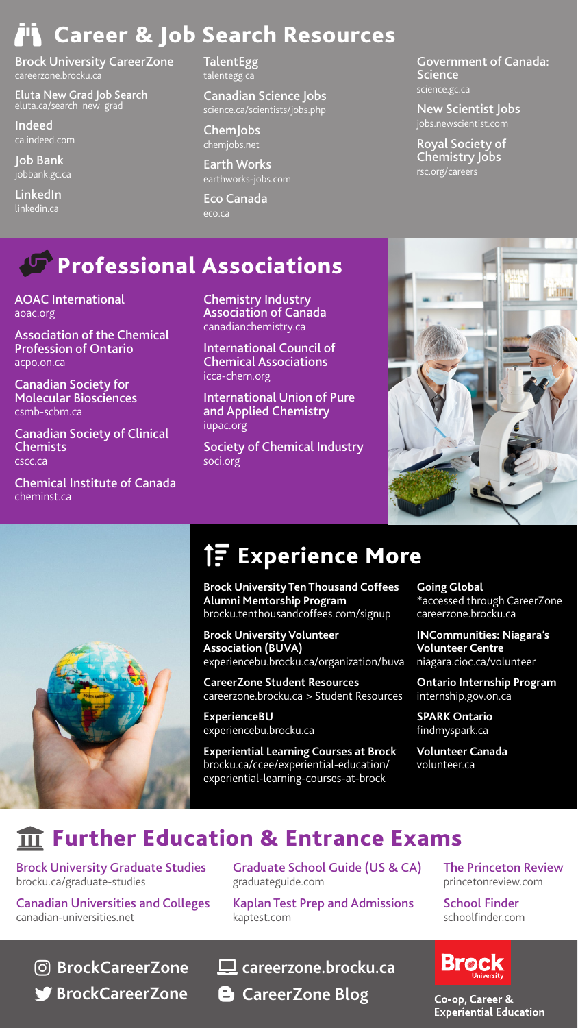# Career & Job Search Resources

**Brock University CareerZone**
careerzone.brocku.ca

**Eluta New Grad Job Search**
eluta.ca/search_new_grad

**Indeed**
ca.indeed.com

**Job Bank**
jobbank.gc.ca

**LinkedIn**
linkedin.ca

**TalentEgg**
talentegg.ca

**Canadian Science Jobs**
science.ca/scientists/jobs.php

**ChemJobs**
chemjobs.net

**Earth Works**
earthworks-jobs.com

**Eco Canada**
eco.ca

**Government of Canada: Science**
science.gc.ca

**New Scientist Jobs**
jobs.newscientist.com

**Royal Society of Chemistry Jobs**
rsc.org/careers

# Professional Associations

**AOAC International**
aoac.org

**Association of the Chemical Profession of Ontario**
acpo.on.ca

**Canadian Society for Molecular Biosciences**
csmb-scbm.ca

**Canadian Society of Clinical Chemists**
cscc.ca

**Chemical Institute of Canada**
cheminst.ca

**Chemistry Industry Association of Canada**
canadianchemistry.ca

**International Council of Chemical Associations**
icca-chem.org

**International Union of Pure and Applied Chemistry**
iupac.org

**Society of Chemical Industry**
soci.org

# Experience More

**Brock University Ten Thousand Coffees Alumni Mentorship Program**
brocku.tenthousandcoffees.com/signup

**Brock University Volunteer Association (BUVA)**
experiencebu.brocku.ca/organization/buva

**CareerZone Student Resources**
careerzone.brocku.ca > Student Resources

**ExperienceBU**
experiencebu.brocku.ca

**Experiential Learning Courses at Brock**
brocku.ca/ccee/experiential-education/experiential-learning-courses-at-brock

**Going Global**
*accessed through CareerZone
careerzone.brocku.ca

**INCommunities: Niagara's Volunteer Centre**
niagara.cioc.ca/volunteer

**Ontario Internship Program**
internship.gov.on.ca

**SPARK Ontario**
findmyspark.ca

**Volunteer Canada**
volunteer.ca

# Further Education & Entrance Exams

**Brock University Graduate Studies**
brocku.ca/graduate-studies

**Canadian Universities and Colleges**
canadian-universities.net

**Graduate School Guide (US & CA)**
graduateguide.com

**Kaplan Test Prep and Admissions**
kaptest.com

**The Princeton Review**
princetonreview.com

**School Finder**
schoolfinder.com

BrockCareerZone
BrockCareerZone
careerzone.brocku.ca
CareerZone Blog

Brock University
Co-op, Career & Experiential Education